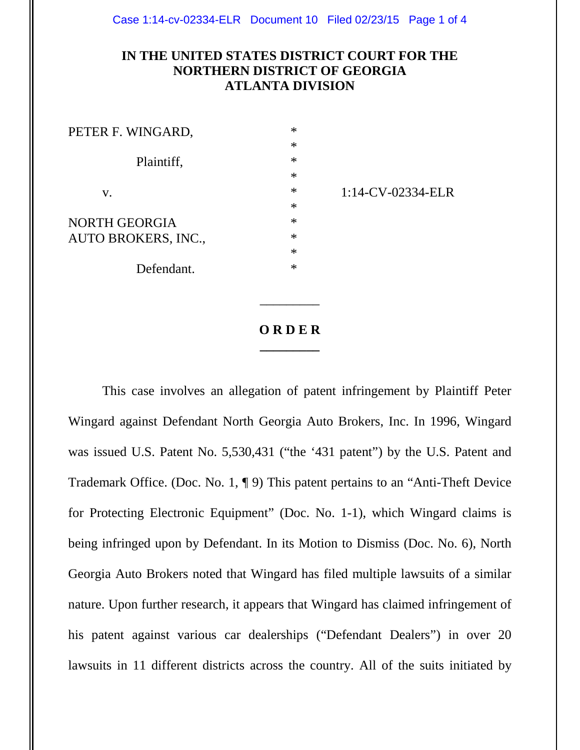# IN THE UNITED STATES DISTRICT COURT FOR THE NORTHERN DISTRICT OF GEORGIA ATLANTA DIVISION

| | | |
|---|---|---|
| PETER F. WINGARD, | * | |
| | * | |
| Plaintiff, | * | |
| | * | |
| v. | * | 1:14-CV-02334-ELR |
| | * | |
| NORTH GEORGIA AUTO BROKERS, INC., | * | |
| | * | |
| | * | |
| Defendant. | * | |

## O R D E R

This case involves an allegation of patent infringement by Plaintiff Peter Wingard against Defendant North Georgia Auto Brokers, Inc. In 1996, Wingard was issued U.S. Patent No. 5,530,431 ("the '431 patent") by the U.S. Patent and Trademark Office. (Doc. No. 1, ¶ 9) This patent pertains to an "Anti-Theft Device for Protecting Electronic Equipment" (Doc. No. 1-1), which Wingard claims is being infringed upon by Defendant. In its Motion to Dismiss (Doc. No. 6), North Georgia Auto Brokers noted that Wingard has filed multiple lawsuits of a similar nature. Upon further research, it appears that Wingard has claimed infringement of his patent against various car dealerships ("Defendant Dealers") in over 20 lawsuits in 11 different districts across the country. All of the suits initiated by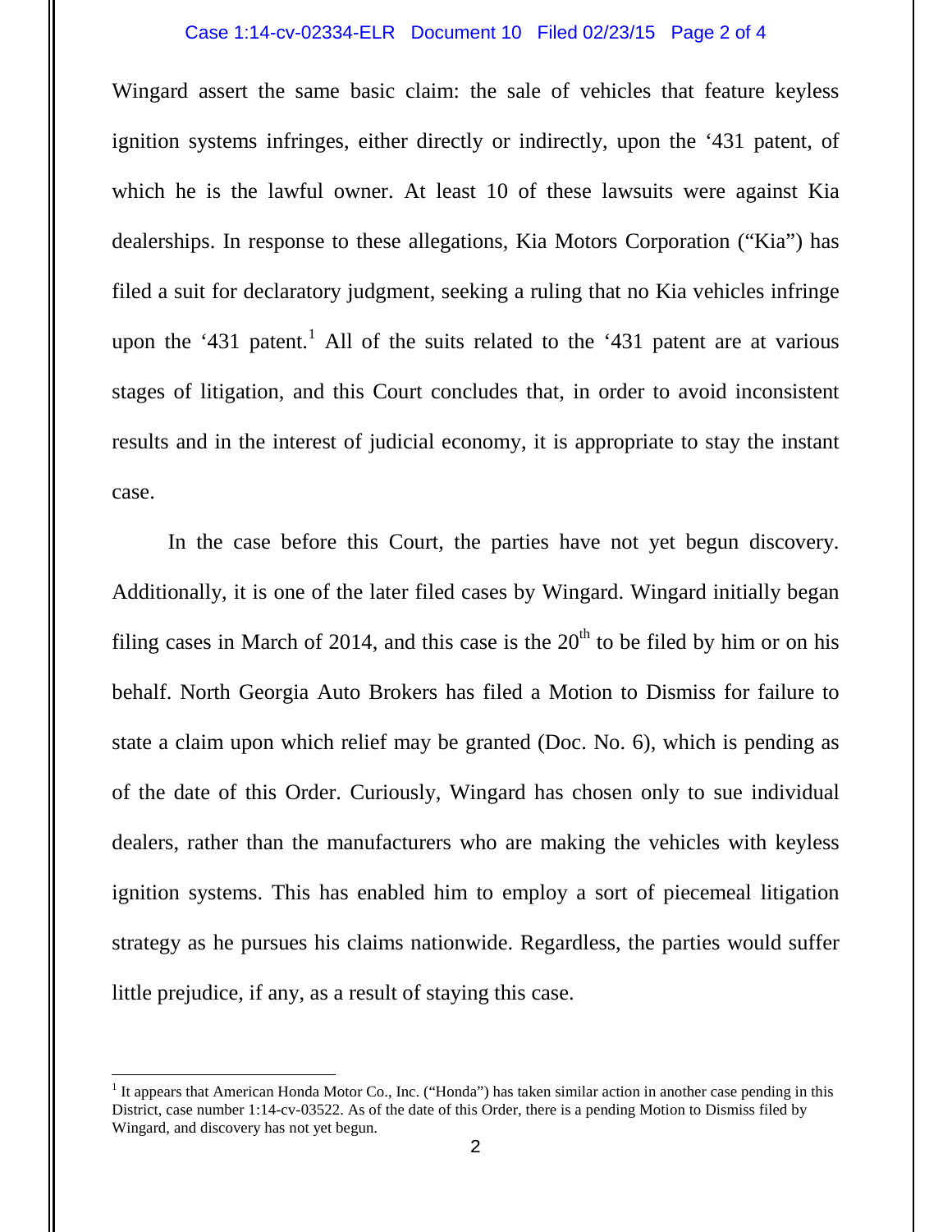Wingard assert the same basic claim: the sale of vehicles that feature keyless ignition systems infringes, either directly or indirectly, upon the '431 patent, of which he is the lawful owner. At least 10 of these lawsuits were against Kia dealerships. In response to these allegations, Kia Motors Corporation ("Kia") has filed a suit for declaratory judgment, seeking a ruling that no Kia vehicles infringe upon the '431 patent.[1] All of the suits related to the '431 patent are at various stages of litigation, and this Court concludes that, in order to avoid inconsistent results and in the interest of judicial economy, it is appropriate to stay the instant case.

In the case before this Court, the parties have not yet begun discovery. Additionally, it is one of the later filed cases by Wingard. Wingard initially began filing cases in March of 2014, and this case is the 20th to be filed by him or on his behalf. North Georgia Auto Brokers has filed a Motion to Dismiss for failure to state a claim upon which relief may be granted (Doc. No. 6), which is pending as of the date of this Order. Curiously, Wingard has chosen only to sue individual dealers, rather than the manufacturers who are making the vehicles with keyless ignition systems. This has enabled him to employ a sort of piecemeal litigation strategy as he pursues his claims nationwide. Regardless, the parties would suffer little prejudice, if any, as a result of staying this case.

---

[1] It appears that American Honda Motor Co., Inc. ("Honda") has taken similar action in another case pending in this District, case number 1:14-cv-03522. As of the date of this Order, there is a pending Motion to Dismiss filed by Wingard, and discovery has not yet begun.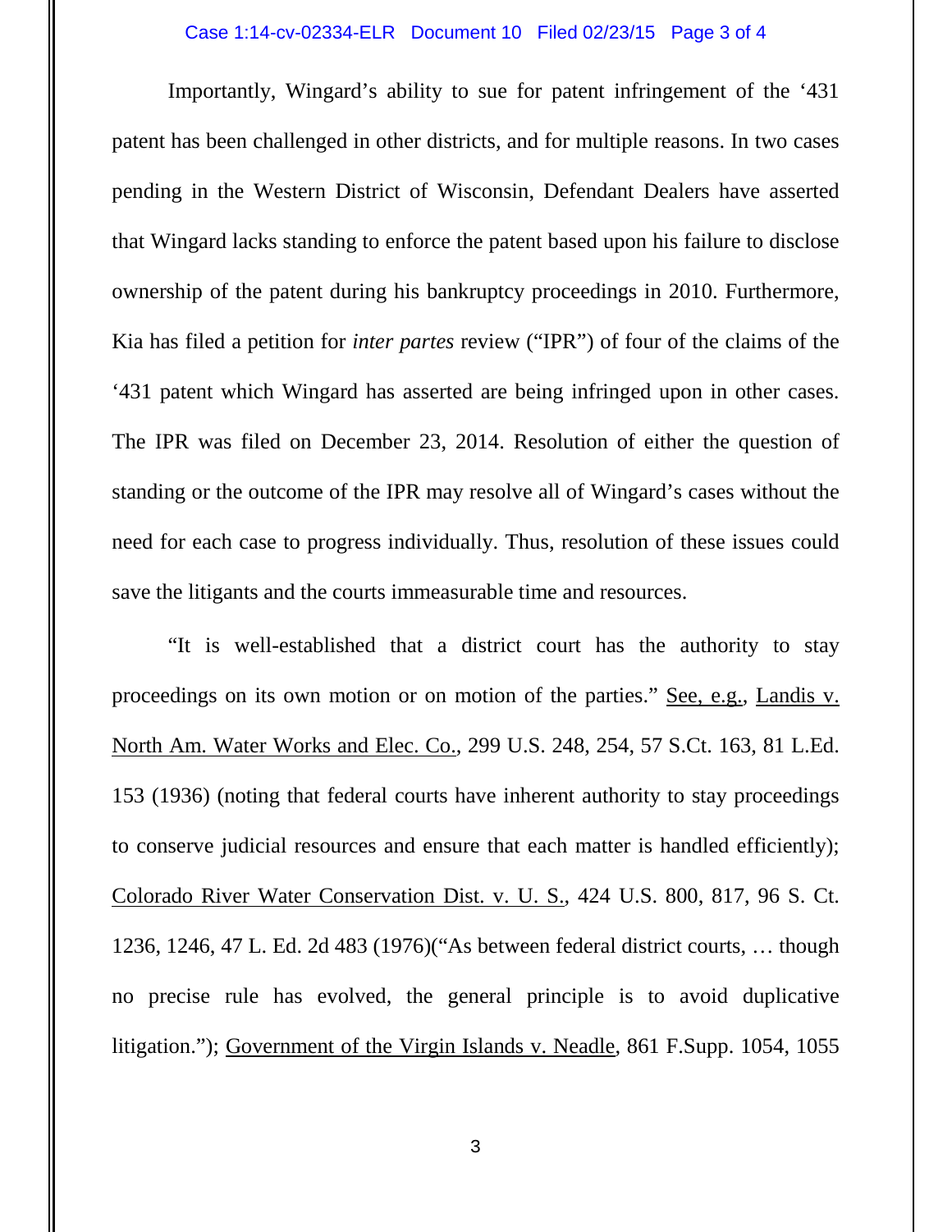Importantly, Wingard's ability to sue for patent infringement of the '431 patent has been challenged in other districts, and for multiple reasons. In two cases pending in the Western District of Wisconsin, Defendant Dealers have asserted that Wingard lacks standing to enforce the patent based upon his failure to disclose ownership of the patent during his bankruptcy proceedings in 2010. Furthermore, Kia has filed a petition for *inter partes* review ("IPR") of four of the claims of the '431 patent which Wingard has asserted are being infringed upon in other cases. The IPR was filed on December 23, 2014. Resolution of either the question of standing or the outcome of the IPR may resolve all of Wingard's cases without the need for each case to progress individually. Thus, resolution of these issues could save the litigants and the courts immeasurable time and resources.

"It is well-established that a district court has the authority to stay proceedings on its own motion or on motion of the parties." See, e.g., Landis v. North Am. Water Works and Elec. Co., 299 U.S. 248, 254, 57 S.Ct. 163, 81 L.Ed. 153 (1936) (noting that federal courts have inherent authority to stay proceedings to conserve judicial resources and ensure that each matter is handled efficiently); Colorado River Water Conservation Dist. v. U. S., 424 U.S. 800, 817, 96 S. Ct. 1236, 1246, 47 L. Ed. 2d 483 (1976)("As between federal district courts, … though no precise rule has evolved, the general principle is to avoid duplicative litigation."); Government of the Virgin Islands v. Neadle, 861 F.Supp. 1054, 1055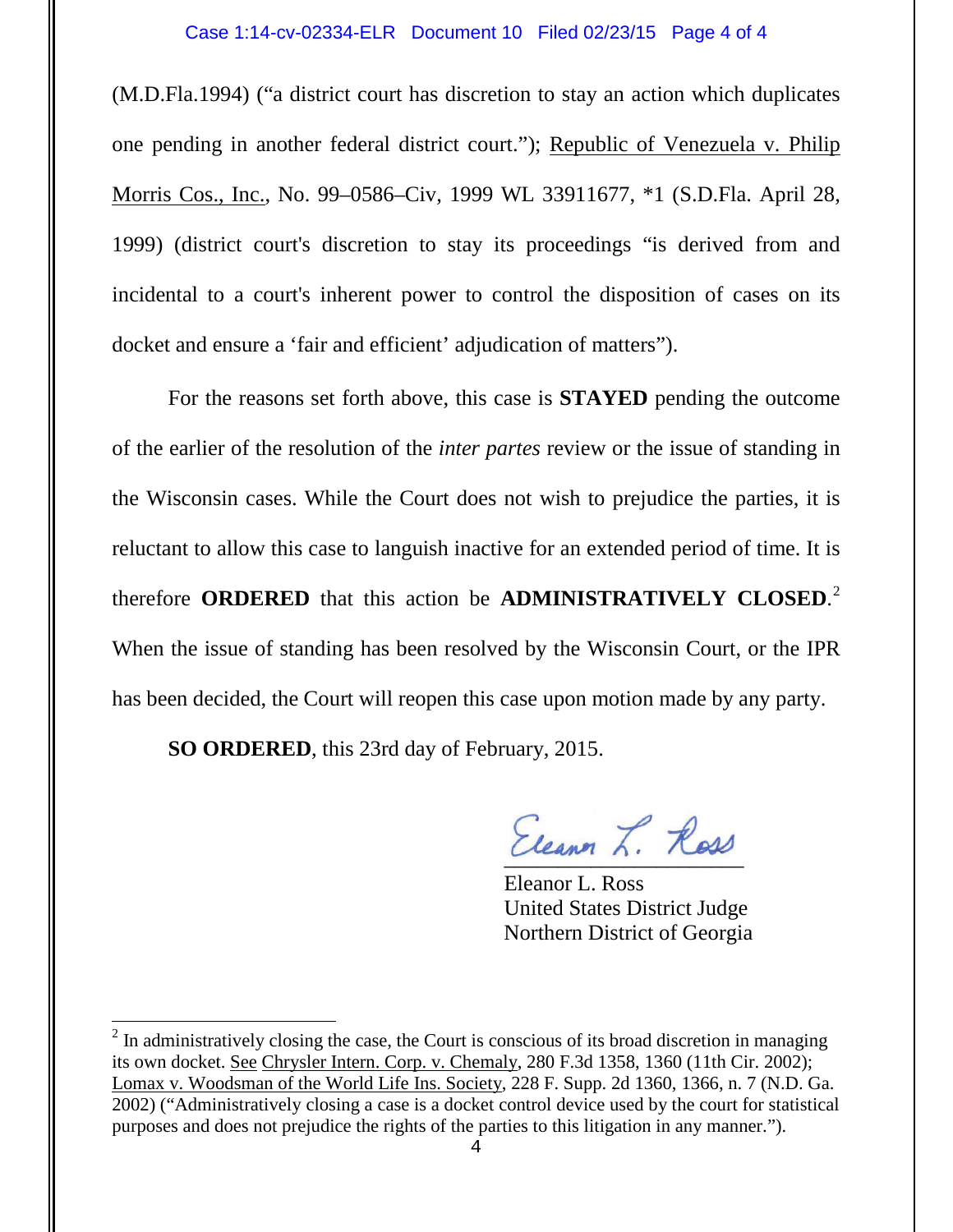(M.D.Fla.1994) ("a district court has discretion to stay an action which duplicates one pending in another federal district court."); Republic of Venezuela v. Philip Morris Cos., Inc., No. 99–0586–Civ, 1999 WL 33911677, *1 (S.D.Fla. April 28, 1999) (district court's discretion to stay its proceedings "is derived from and incidental to a court's inherent power to control the disposition of cases on its docket and ensure a 'fair and efficient' adjudication of matters").

For the reasons set forth above, this case is **STAYED** pending the outcome of the earlier of the resolution of the *inter partes* review or the issue of standing in the Wisconsin cases. While the Court does not wish to prejudice the parties, it is reluctant to allow this case to languish inactive for an extended period of time. It is therefore **ORDERED** that this action be **ADMINISTRATIVELY CLOSED**.[2] When the issue of standing has been resolved by the Wisconsin Court, or the IPR has been decided, the Court will reopen this case upon motion made by any party.

**SO ORDERED**, this 23rd day of February, 2015.

Eleanor L. Ross
United States District Judge
Northern District of Georgia

---

[2] In administratively closing the case, the Court is conscious of its broad discretion in managing its own docket. See Chrysler Intern. Corp. v. Chemaly, 280 F.3d 1358, 1360 (11th Cir. 2002); Lomax v. Woodsman of the World Life Ins. Society, 228 F. Supp. 2d 1360, 1366, n. 7 (N.D. Ga. 2002) ("Administratively closing a case is a docket control device used by the court for statistical purposes and does not prejudice the rights of the parties to this litigation in any manner.").